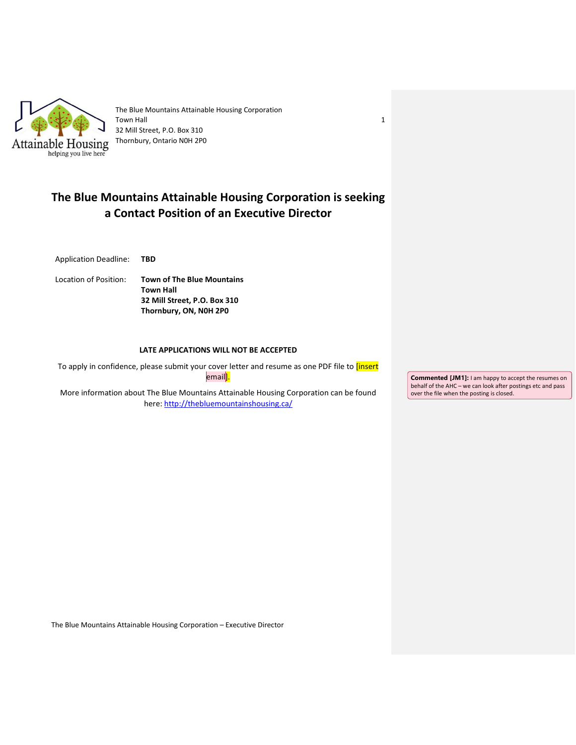Attainable Housing
helping you live here

The Blue Mountains Attainable Housing Corporation
Town Hall
32 Mill Street, P.O. Box 310
Thornbury, Ontario N0H 2P0

# The Blue Mountains Attainable Housing Corporation is seeking a Contact Position of an Executive Director

Application Deadline: **TBD**

Location of Position: **Town of The Blue Mountains**
**Town Hall**
**32 Mill Street, P.O. Box 310**
**Thornbury, ON, N0H 2P0**

**LATE APPLICATIONS WILL NOT BE ACCEPTED**

To apply in confidence, please submit your cover letter and resume as one PDF file to [insert email].

More information about The Blue Mountains Attainable Housing Corporation can be found here: http://thebluemountainshousing.ca/

**Commented [JM1]:** I am happy to accept the resumes on behalf of the AHC – we can look after postings etc and pass over the file when the posting is closed.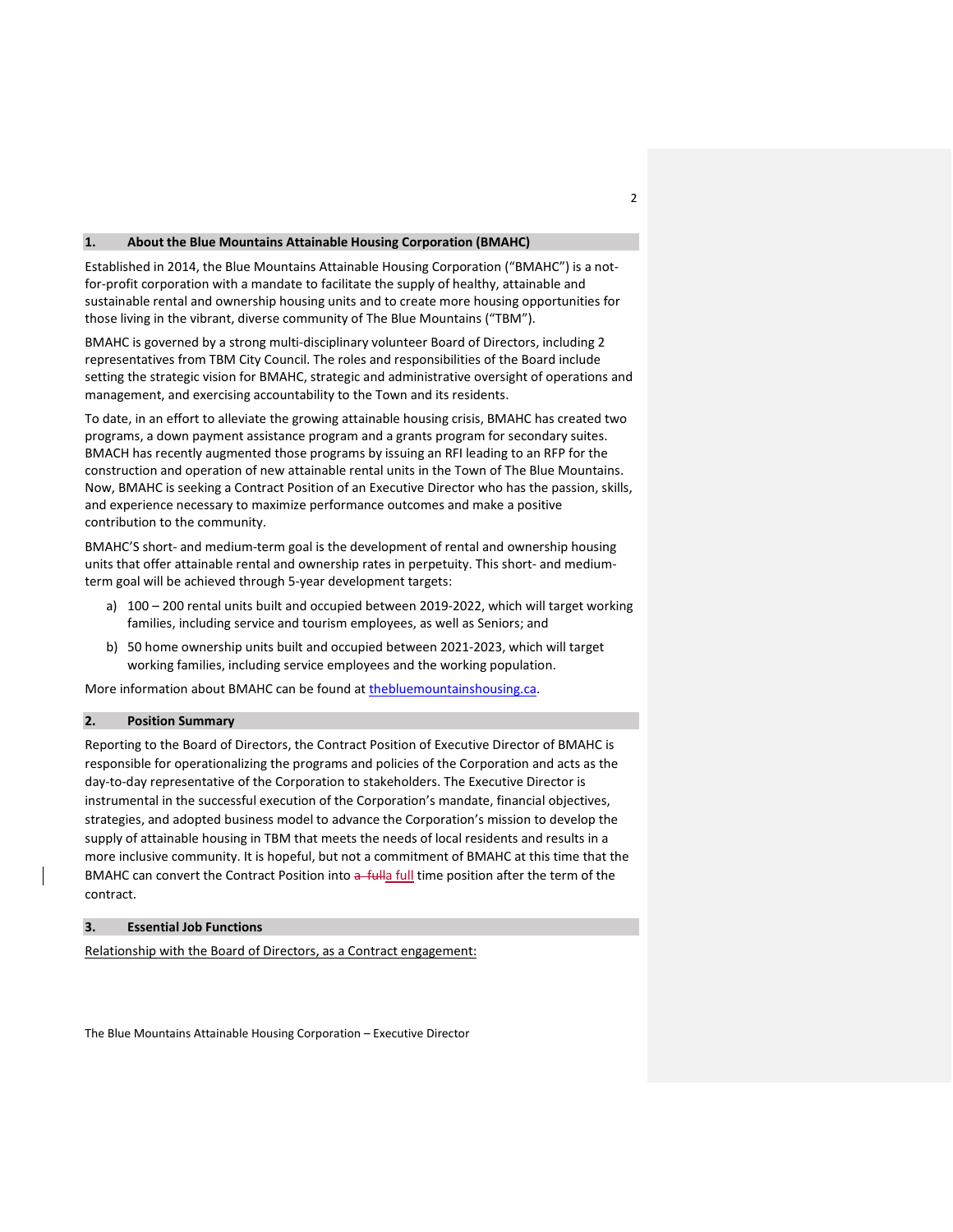## 1. About the Blue Mountains Attainable Housing Corporation (BMAHC)

Established in 2014, the Blue Mountains Attainable Housing Corporation ("BMAHC") is a not-for-profit corporation with a mandate to facilitate the supply of healthy, attainable and sustainable rental and ownership housing units and to create more housing opportunities for those living in the vibrant, diverse community of The Blue Mountains ("TBM").

BMAHC is governed by a strong multi-disciplinary volunteer Board of Directors, including 2 representatives from TBM City Council. The roles and responsibilities of the Board include setting the strategic vision for BMAHC, strategic and administrative oversight of operations and management, and exercising accountability to the Town and its residents.

To date, in an effort to alleviate the growing attainable housing crisis, BMAHC has created two programs, a down payment assistance program and a grants program for secondary suites. BMACH has recently augmented those programs by issuing an RFI leading to an RFP for the construction and operation of new attainable rental units in the Town of The Blue Mountains. Now, BMAHC is seeking a Contract Position of an Executive Director who has the passion, skills, and experience necessary to maximize performance outcomes and make a positive contribution to the community.

BMAHC'S short- and medium-term goal is the development of rental and ownership housing units that offer attainable rental and ownership rates in perpetuity. This short- and medium-term goal will be achieved through 5-year development targets:

a) 100 – 200 rental units built and occupied between 2019-2022, which will target working families, including service and tourism employees, as well as Seniors; and

b) 50 home ownership units built and occupied between 2021-2023, which will target working families, including service employees and the working population.

More information about BMAHC can be found at thebluemountainshousing.ca.

## 2. Position Summary

Reporting to the Board of Directors, the Contract Position of Executive Director of BMAHC is responsible for operationalizing the programs and policies of the Corporation and acts as the day-to-day representative of the Corporation to stakeholders. The Executive Director is instrumental in the successful execution of the Corporation's mandate, financial objectives, strategies, and adopted business model to advance the Corporation's mission to develop the supply of attainable housing in TBM that meets the needs of local residents and results in a more inclusive community. It is hopeful, but not a commitment of BMAHC at this time that the BMAHC can convert the Contract Position into a full time position after the term of the contract.

## 3. Essential Job Functions

Relationship with the Board of Directors, as a Contract engagement: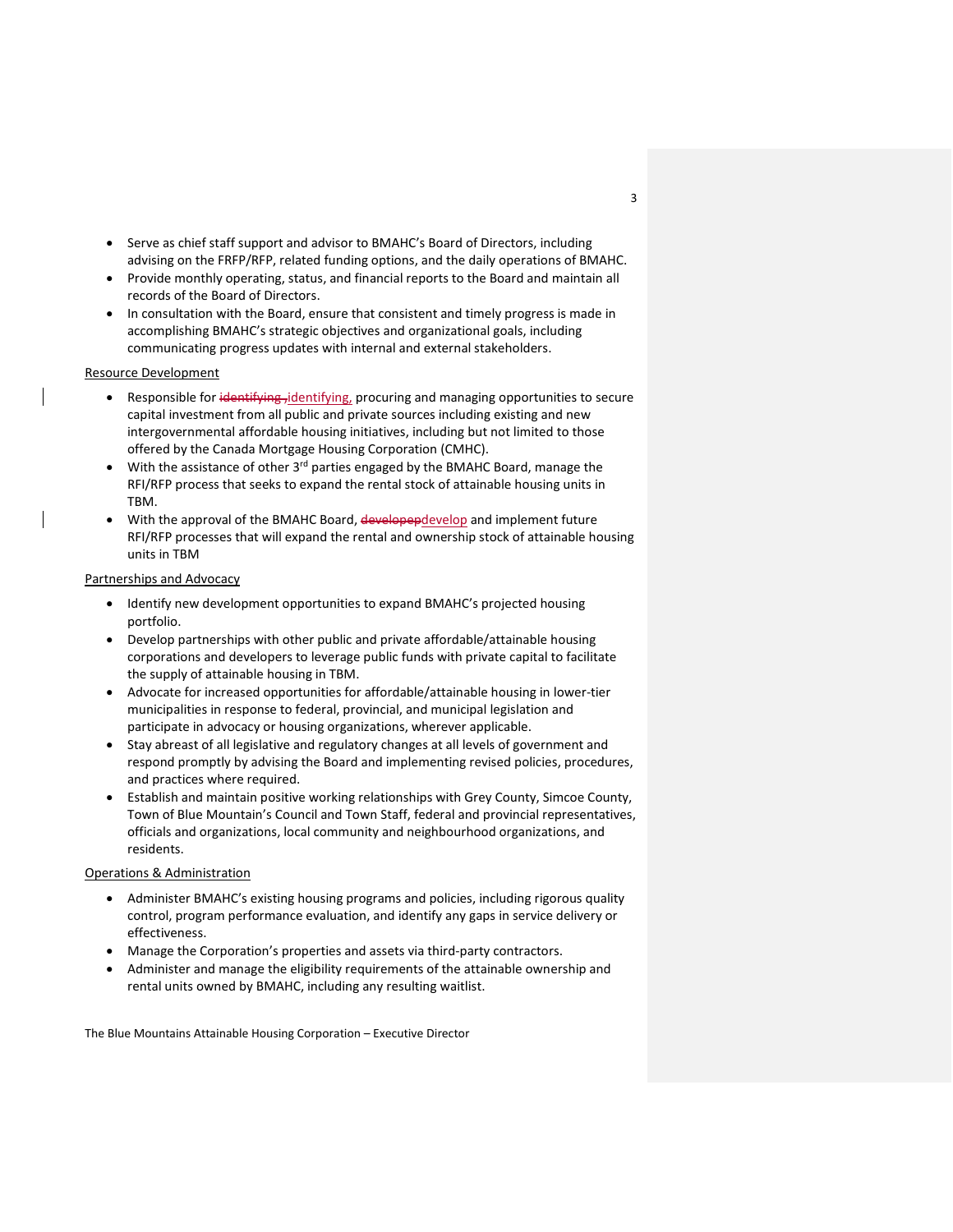- Serve as chief staff support and advisor to BMAHC's Board of Directors, including advising on the FRFP/RFP, related funding options, and the daily operations of BMAHC.
- Provide monthly operating, status, and financial reports to the Board and maintain all records of the Board of Directors.
- In consultation with the Board, ensure that consistent and timely progress is made in accomplishing BMAHC's strategic objectives and organizational goals, including communicating progress updates with internal and external stakeholders.

<u>Resource Development</u>

- Responsible for identifying, procuring and managing opportunities to secure capital investment from all public and private sources including existing and new intergovernmental affordable housing initiatives, including but not limited to those offered by the Canada Mortgage Housing Corporation (CMHC).
- With the assistance of other 3rd parties engaged by the BMAHC Board, manage the RFI/RFP process that seeks to expand the rental stock of attainable housing units in TBM.
- With the approval of the BMAHC Board, develop and implement future RFI/RFP processes that will expand the rental and ownership stock of attainable housing units in TBM

<u>Partnerships and Advocacy</u>

- Identify new development opportunities to expand BMAHC's projected housing portfolio.
- Develop partnerships with other public and private affordable/attainable housing corporations and developers to leverage public funds with private capital to facilitate the supply of attainable housing in TBM.
- Advocate for increased opportunities for affordable/attainable housing in lower-tier municipalities in response to federal, provincial, and municipal legislation and participate in advocacy or housing organizations, wherever applicable.
- Stay abreast of all legislative and regulatory changes at all levels of government and respond promptly by advising the Board and implementing revised policies, procedures, and practices where required.
- Establish and maintain positive working relationships with Grey County, Simcoe County, Town of Blue Mountain's Council and Town Staff, federal and provincial representatives, officials and organizations, local community and neighbourhood organizations, and residents.

<u>Operations & Administration</u>

- Administer BMAHC's existing housing programs and policies, including rigorous quality control, program performance evaluation, and identify any gaps in service delivery or effectiveness.
- Manage the Corporation's properties and assets via third-party contractors.
- Administer and manage the eligibility requirements of the attainable ownership and rental units owned by BMAHC, including any resulting waitlist.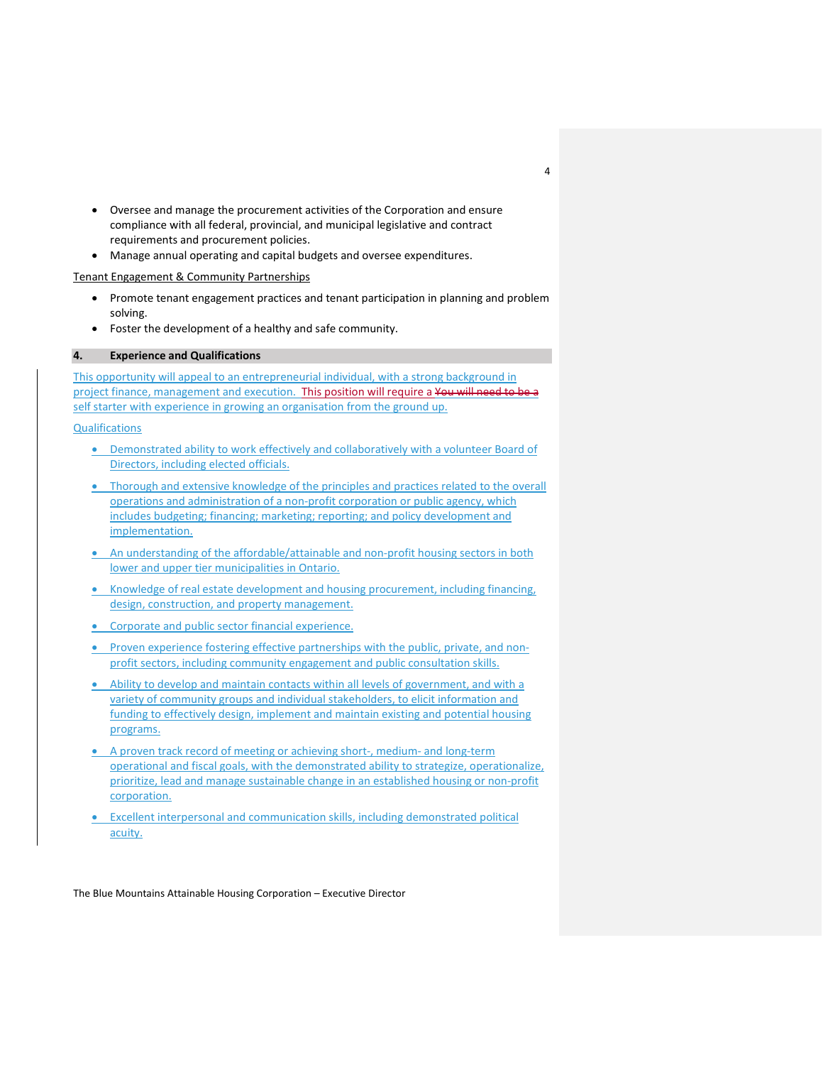- Oversee and manage the procurement activities of the Corporation and ensure compliance with all federal, provincial, and municipal legislative and contract requirements and procurement policies.
- Manage annual operating and capital budgets and oversee expenditures.

Tenant Engagement & Community Partnerships

- Promote tenant engagement practices and tenant participation in planning and problem solving.
- Foster the development of a healthy and safe community.

## 4. Experience and Qualifications

This opportunity will appeal to an entrepreneurial individual, with a strong background in project finance, management and execution. This position will require a ~~You will need to be a~~ self starter with experience in growing an organisation from the ground up.

Qualifications

- Demonstrated ability to work effectively and collaboratively with a volunteer Board of Directors, including elected officials.
- Thorough and extensive knowledge of the principles and practices related to the overall operations and administration of a non-profit corporation or public agency, which includes budgeting; financing; marketing; reporting; and policy development and implementation.
- An understanding of the affordable/attainable and non-profit housing sectors in both lower and upper tier municipalities in Ontario.
- Knowledge of real estate development and housing procurement, including financing, design, construction, and property management.
- Corporate and public sector financial experience.
- Proven experience fostering effective partnerships with the public, private, and non-profit sectors, including community engagement and public consultation skills.
- Ability to develop and maintain contacts within all levels of government, and with a variety of community groups and individual stakeholders, to elicit information and funding to effectively design, implement and maintain existing and potential housing programs.
- A proven track record of meeting or achieving short-, medium- and long-term operational and fiscal goals, with the demonstrated ability to strategize, operationalize, prioritize, lead and manage sustainable change in an established housing or non-profit corporation.
- Excellent interpersonal and communication skills, including demonstrated political acuity.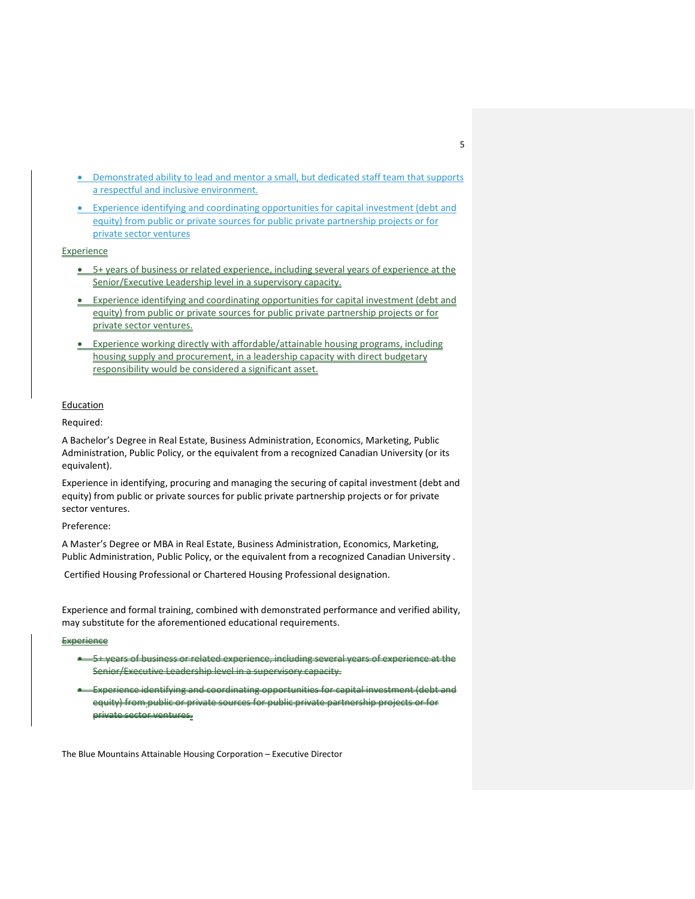- Demonstrated ability to lead and mentor a small, but dedicated staff team that supports a respectful and inclusive environment.
- Experience identifying and coordinating opportunities for capital investment (debt and equity) from public or private sources for public private partnership projects or for private sector ventures

Experience

- 5+ years of business or related experience, including several years of experience at the Senior/Executive Leadership level in a supervisory capacity.
- Experience identifying and coordinating opportunities for capital investment (debt and equity) from public or private sources for public private partnership projects or for private sector ventures.
- Experience working directly with affordable/attainable housing programs, including housing supply and procurement, in a leadership capacity with direct budgetary responsibility would be considered a significant asset.

Education

Required:

A Bachelor's Degree in Real Estate, Business Administration, Economics, Marketing, Public Administration, Public Policy, or the equivalent from a recognized Canadian University (or its equivalent).

Experience in identifying, procuring and managing the securing of capital investment (debt and equity) from public or private sources for public private partnership projects or for private sector ventures.

Preference:

A Master's Degree or MBA in Real Estate, Business Administration, Economics, Marketing, Public Administration, Public Policy, or the equivalent from a recognized Canadian University .

Certified Housing Professional or Chartered Housing Professional designation.

Experience and formal training, combined with demonstrated performance and verified ability, may substitute for the aforementioned educational requirements.

~~Experience~~

- ~~5+ years of business or related experience, including several years of experience at the Senior/Executive Leadership level in a supervisory capacity.~~
- ~~Experience identifying and coordinating opportunities for capital investment (debt and equity) from public or private sources for public private partnership projects or for private sector ventures.~~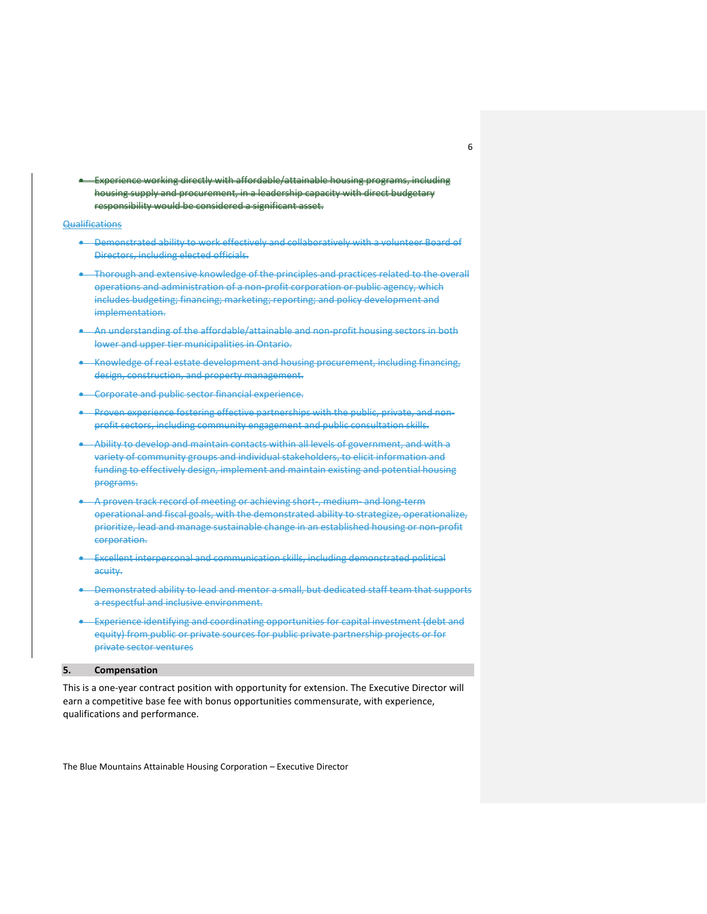- ~~Experience working directly with affordable/attainable housing programs, including housing supply and procurement, in a leadership capacity with direct budgetary responsibility would be considered a significant asset.~~

Qualifications

- ~~Demonstrated ability to work effectively and collaboratively with a volunteer Board of Directors, including elected officials.~~
- ~~Thorough and extensive knowledge of the principles and practices related to the overall operations and administration of a non-profit corporation or public agency, which includes budgeting; financing; marketing; reporting; and policy development and implementation.~~
- ~~An understanding of the affordable/attainable and non-profit housing sectors in both lower and upper tier municipalities in Ontario.~~
- ~~Knowledge of real estate development and housing procurement, including financing, design, construction, and property management.~~
- ~~Corporate and public sector financial experience.~~
- ~~Proven experience fostering effective partnerships with the public, private, and non-profit sectors, including community engagement and public consultation skills.~~
- ~~Ability to develop and maintain contacts within all levels of government, and with a variety of community groups and individual stakeholders, to elicit information and funding to effectively design, implement and maintain existing and potential housing programs.~~
- ~~A proven track record of meeting or achieving short-, medium- and long-term operational and fiscal goals, with the demonstrated ability to strategize, operationalize, prioritize, lead and manage sustainable change in an established housing or non-profit corporation.~~
- ~~Excellent interpersonal and communication skills, including demonstrated political acuity.~~
- ~~Demonstrated ability to lead and mentor a small, but dedicated staff team that supports a respectful and inclusive environment.~~
- ~~Experience identifying and coordinating opportunities for capital investment (debt and equity) from public or private sources for public private partnership projects or for private sector ventures~~

## 5. Compensation

This is a one-year contract position with opportunity for extension. The Executive Director will earn a competitive base fee with bonus opportunities commensurate, with experience, qualifications and performance.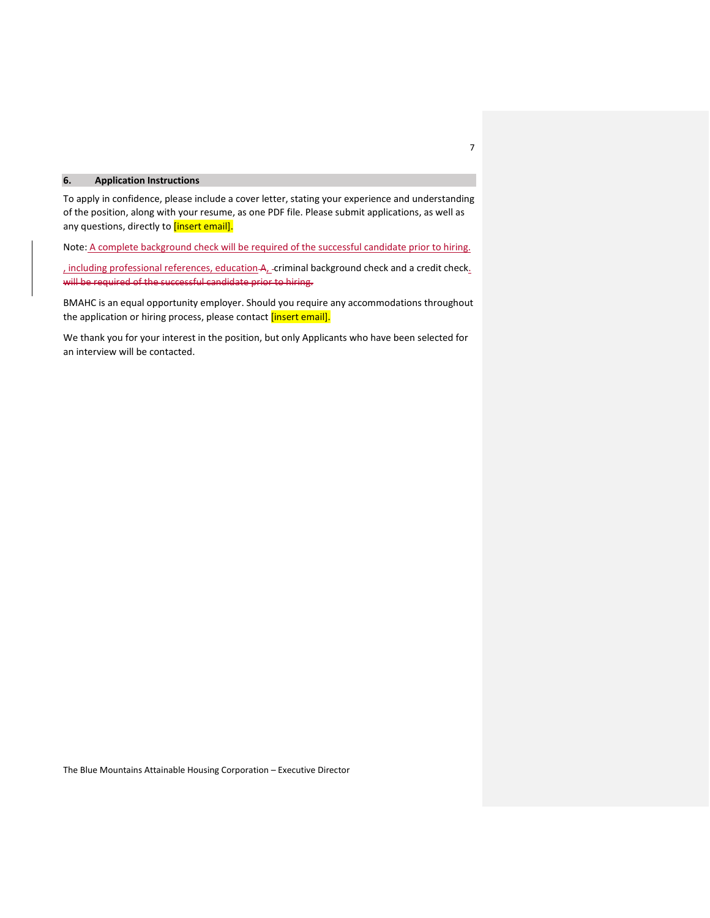## 6. Application Instructions

To apply in confidence, please include a cover letter, stating your experience and understanding of the position, along with your resume, as one PDF file. Please submit applications, as well as any questions, directly to [insert email].

Note: A complete background check will be required of the successful candidate prior to hiring.

, including professional references, education A, criminal background check and a credit check. ~~will be required of the successful candidate prior to hiring.~~

BMAHC is an equal opportunity employer. Should you require any accommodations throughout the application or hiring process, please contact [insert email].

We thank you for your interest in the position, but only Applicants who have been selected for an interview will be contacted.